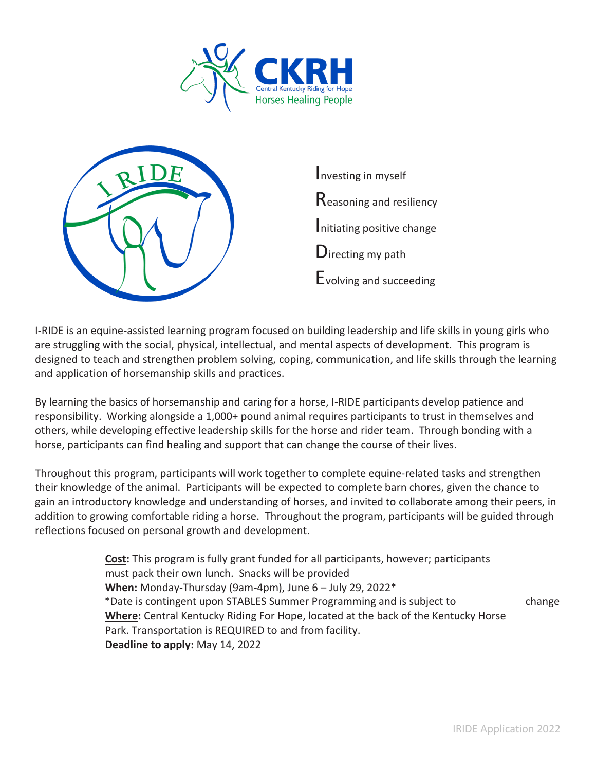CKRH
Central Kentucky Riding for Hope
Horses Healing People

I RIDE

**I**nvesting in myself

**R**easoning and resiliency

**I**nitiating positive change

**D**irecting my path

**E**volving and succeeding

I-RIDE is an equine-assisted learning program focused on building leadership and life skills in young girls who are struggling with the social, physical, intellectual, and mental aspects of development. This program is designed to teach and strengthen problem solving, coping, communication, and life skills through the learning and application of horsemanship skills and practices.

By learning the basics of horsemanship and caring for a horse, I-RIDE participants develop patience and responsibility. Working alongside a 1,000+ pound animal requires participants to trust in themselves and others, while developing effective leadership skills for the horse and rider team. Through bonding with a horse, participants can find healing and support that can change the course of their lives.

Throughout this program, participants will work together to complete equine-related tasks and strengthen their knowledge of the animal. Participants will be expected to complete barn chores, given the chance to gain an introductory knowledge and understanding of horses, and invited to collaborate among their peers, in addition to growing comfortable riding a horse. Throughout the program, participants will be guided through reflections focused on personal growth and development.

**Cost:** This program is fully grant funded for all participants, however; participants must pack their own lunch. Snacks will be provided
**When:** Monday-Thursday (9am-4pm), June 6 – July 29, 2022*
*Date is contingent upon STABLES Summer Programming and is subject to change
**Where:** Central Kentucky Riding For Hope, located at the back of the Kentucky Horse Park. Transportation is REQUIRED to and from facility.
**Deadline to apply:** May 14, 2022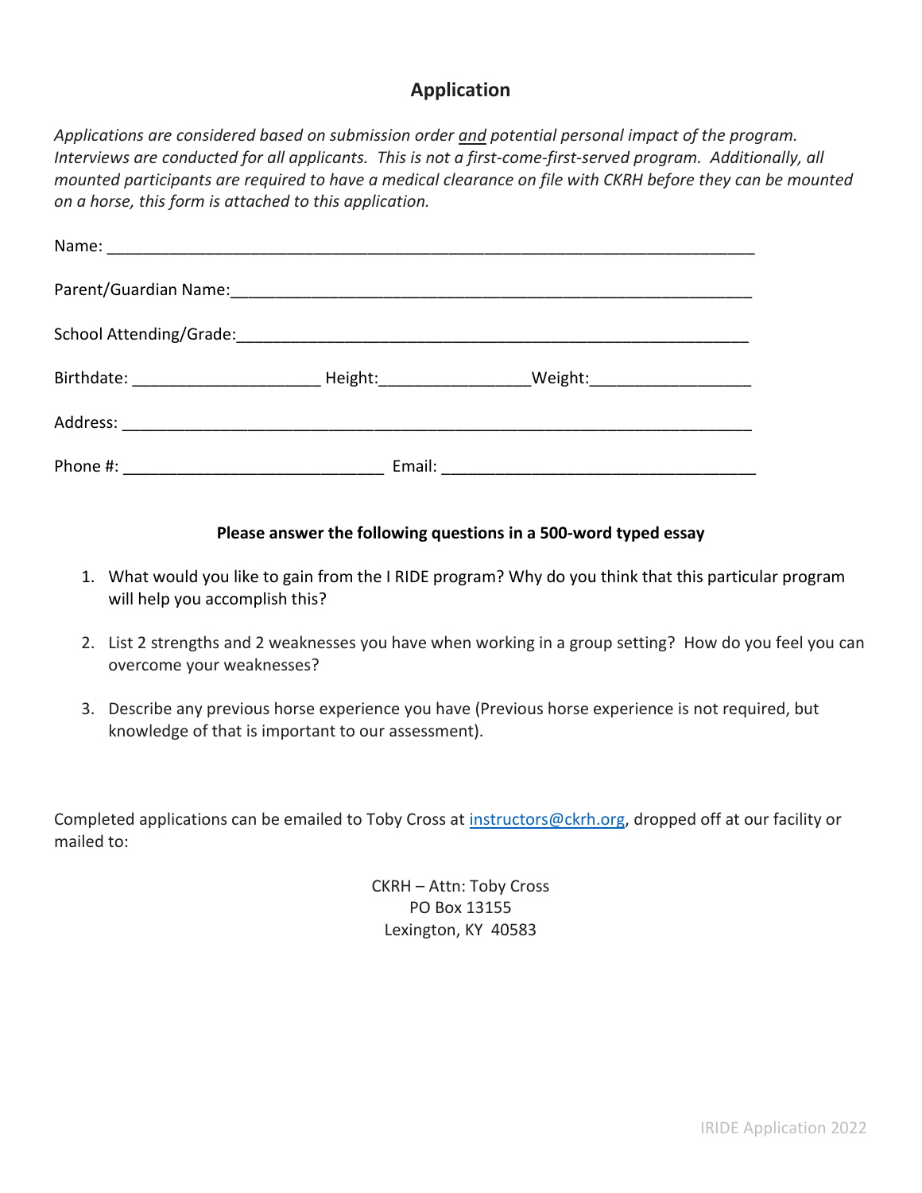# Application

*Applications are considered based on submission order and potential personal impact of the program. Interviews are conducted for all applicants. This is not a first-come-first-served program. Additionally, all mounted participants are required to have a medical clearance on file with CKRH before they can be mounted on a horse, this form is attached to this application.*

Name: ______________________________________________________________________

Parent/Guardian Name: ________________________________________________________

School Attending/Grade: _______________________________________________________

Birthdate: ____________________ Height: ________________ Weight: __________________

Address: ____________________________________________________________________

Phone #: ____________________________ Email: ___________________________________

**Please answer the following questions in a 500-word typed essay**

1. What would you like to gain from the I RIDE program? Why do you think that this particular program will help you accomplish this?
2. List 2 strengths and 2 weaknesses you have when working in a group setting? How do you feel you can overcome your weaknesses?
3. Describe any previous horse experience you have (Previous horse experience is not required, but knowledge of that is important to our assessment).

Completed applications can be emailed to Toby Cross at instructors@ckrh.org, dropped off at our facility or mailed to:

CKRH – Attn: Toby Cross
PO Box 13155
Lexington, KY 40583